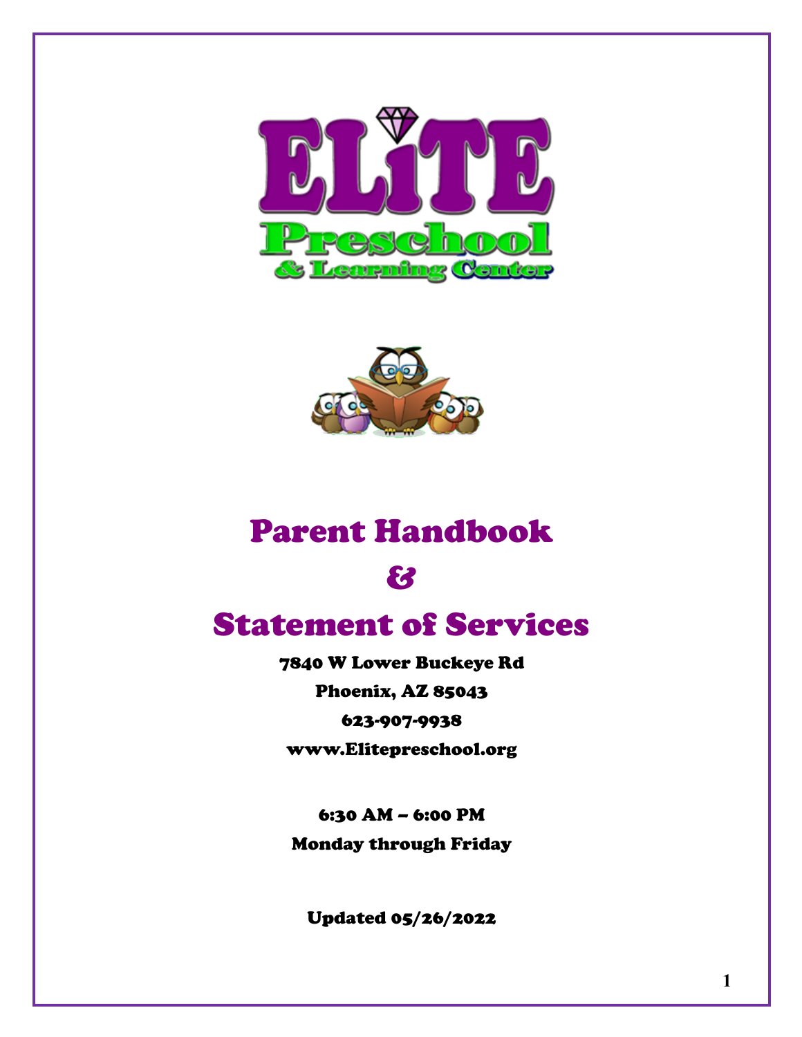# ELiTE Preschool & Learning Center

# Parent Handbook

# &

# Statement of Services

7840 W Lower Buckeye Rd

Phoenix, AZ 85043

623-907-9938

www.Elitepreschool.org

6:30 AM – 6:00 PM

Monday through Friday

Updated 05/26/2022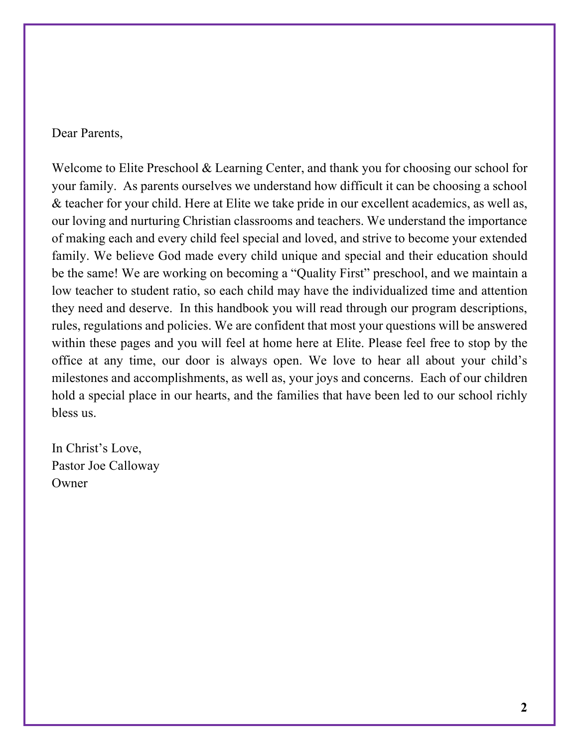Dear Parents,

Welcome to Elite Preschool & Learning Center, and thank you for choosing our school for your family. As parents ourselves we understand how difficult it can be choosing a school & teacher for your child. Here at Elite we take pride in our excellent academics, as well as, our loving and nurturing Christian classrooms and teachers. We understand the importance of making each and every child feel special and loved, and strive to become your extended family. We believe God made every child unique and special and their education should be the same! We are working on becoming a "Quality First" preschool, and we maintain a low teacher to student ratio, so each child may have the individualized time and attention they need and deserve. In this handbook you will read through our program descriptions, rules, regulations and policies. We are confident that most your questions will be answered within these pages and you will feel at home here at Elite. Please feel free to stop by the office at any time, our door is always open. We love to hear all about your child's milestones and accomplishments, as well as, your joys and concerns. Each of our children hold a special place in our hearts, and the families that have been led to our school richly bless us.

In Christ's Love,
Pastor Joe Calloway
Owner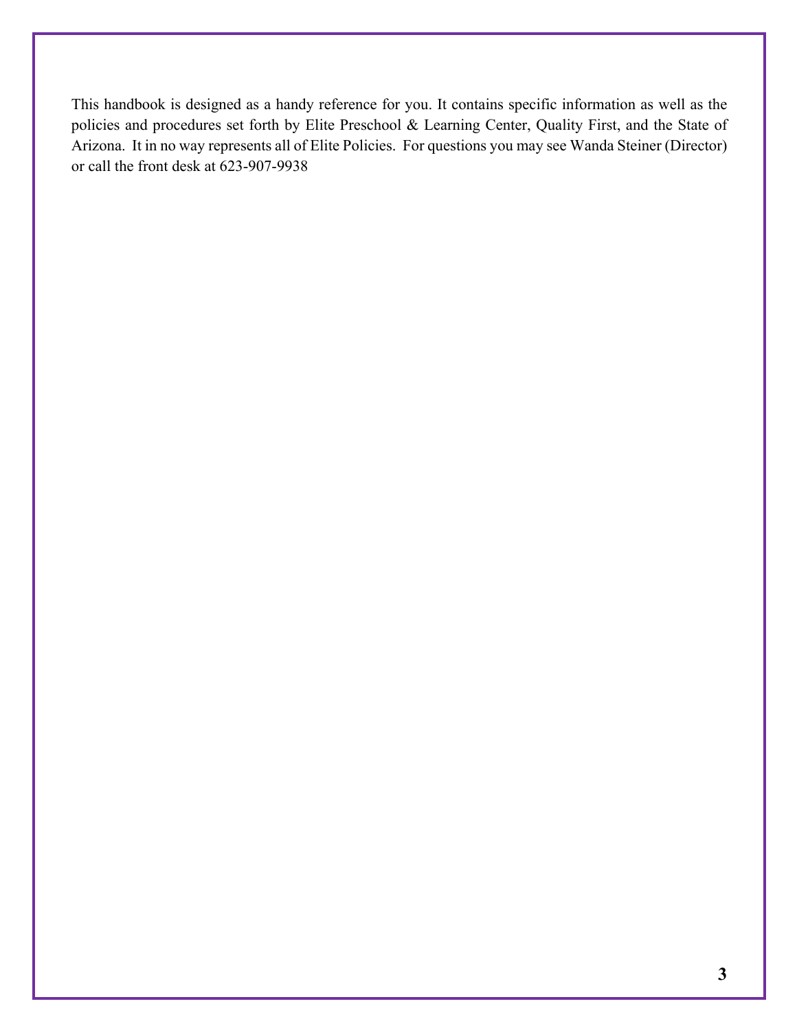This handbook is designed as a handy reference for you. It contains specific information as well as the policies and procedures set forth by Elite Preschool & Learning Center, Quality First, and the State of Arizona. It in no way represents all of Elite Policies. For questions you may see Wanda Steiner (Director) or call the front desk at 623-907-9938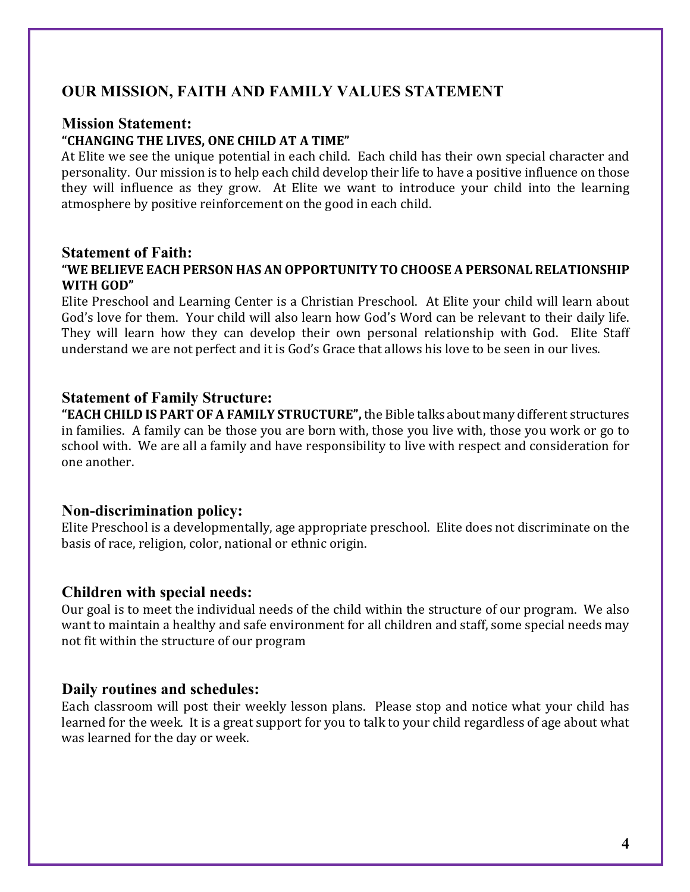## OUR MISSION, FAITH AND FAMILY VALUES STATEMENT

### Mission Statement:

**"CHANGING THE LIVES, ONE CHILD AT A TIME"**

At Elite we see the unique potential in each child. Each child has their own special character and personality. Our mission is to help each child develop their life to have a positive influence on those they will influence as they grow. At Elite we want to introduce your child into the learning atmosphere by positive reinforcement on the good in each child.

### Statement of Faith:

**"WE BELIEVE EACH PERSON HAS AN OPPORTUNITY TO CHOOSE A PERSONAL RELATIONSHIP WITH GOD"**

Elite Preschool and Learning Center is a Christian Preschool. At Elite your child will learn about God's love for them. Your child will also learn how God's Word can be relevant to their daily life. They will learn how they can develop their own personal relationship with God. Elite Staff understand we are not perfect and it is God's Grace that allows his love to be seen in our lives.

### Statement of Family Structure:

**"EACH CHILD IS PART OF A FAMILY STRUCTURE",** the Bible talks about many different structures in families. A family can be those you are born with, those you live with, those you work or go to school with. We are all a family and have responsibility to live with respect and consideration for one another.

### Non-discrimination policy:

Elite Preschool is a developmentally, age appropriate preschool. Elite does not discriminate on the basis of race, religion, color, national or ethnic origin.

### Children with special needs:

Our goal is to meet the individual needs of the child within the structure of our program. We also want to maintain a healthy and safe environment for all children and staff, some special needs may not fit within the structure of our program

### Daily routines and schedules:

Each classroom will post their weekly lesson plans. Please stop and notice what your child has learned for the week. It is a great support for you to talk to your child regardless of age about what was learned for the day or week.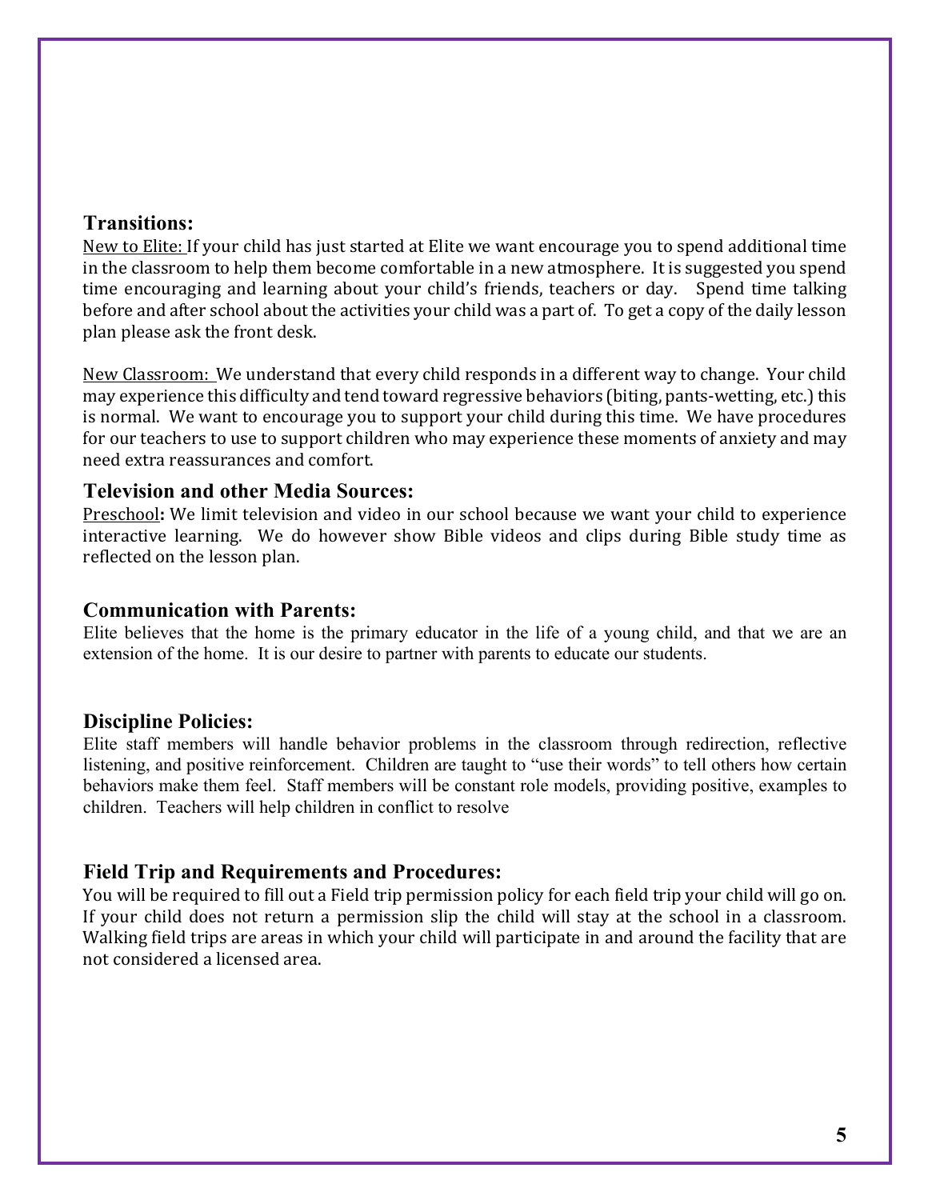## Transitions:

New to Elite: If your child has just started at Elite we want encourage you to spend additional time in the classroom to help them become comfortable in a new atmosphere. It is suggested you spend time encouraging and learning about your child's friends, teachers or day. Spend time talking before and after school about the activities your child was a part of. To get a copy of the daily lesson plan please ask the front desk.

New Classroom: We understand that every child responds in a different way to change. Your child may experience this difficulty and tend toward regressive behaviors (biting, pants-wetting, etc.) this is normal. We want to encourage you to support your child during this time. We have procedures for our teachers to use to support children who may experience these moments of anxiety and may need extra reassurances and comfort.

## Television and other Media Sources:

Preschool**:** We limit television and video in our school because we want your child to experience interactive learning. We do however show Bible videos and clips during Bible study time as reflected on the lesson plan.

## Communication with Parents:

Elite believes that the home is the primary educator in the life of a young child, and that we are an extension of the home. It is our desire to partner with parents to educate our students.

## Discipline Policies:

Elite staff members will handle behavior problems in the classroom through redirection, reflective listening, and positive reinforcement. Children are taught to "use their words" to tell others how certain behaviors make them feel. Staff members will be constant role models, providing positive, examples to children. Teachers will help children in conflict to resolve

## Field Trip and Requirements and Procedures:

You will be required to fill out a Field trip permission policy for each field trip your child will go on. If your child does not return a permission slip the child will stay at the school in a classroom. Walking field trips are areas in which your child will participate in and around the facility that are not considered a licensed area.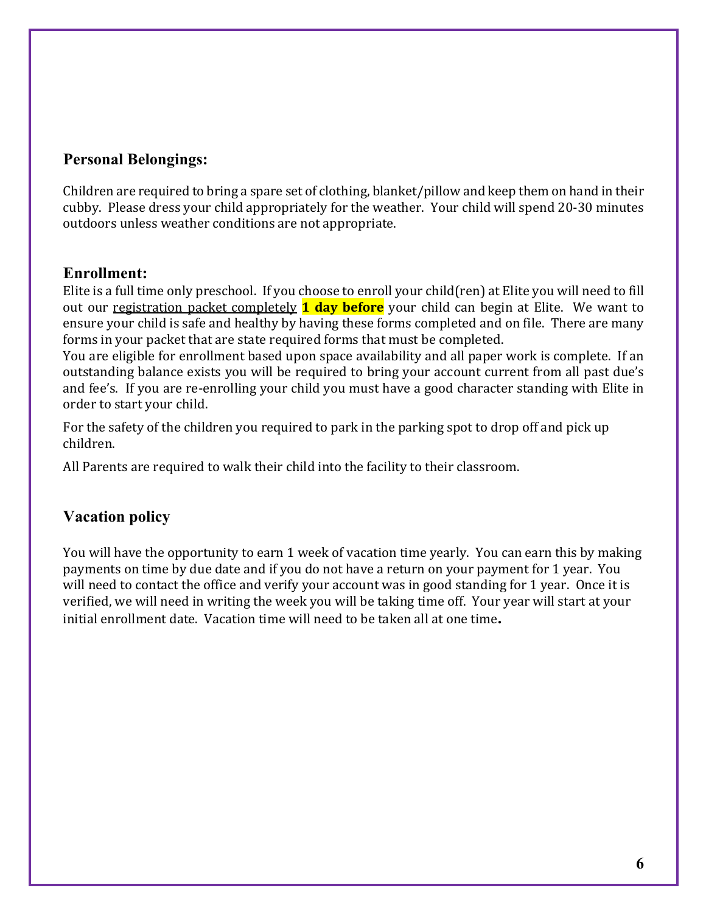## Personal Belongings:

Children are required to bring a spare set of clothing, blanket/pillow and keep them on hand in their cubby. Please dress your child appropriately for the weather. Your child will spend 20-30 minutes outdoors unless weather conditions are not appropriate.

## Enrollment:

Elite is a full time only preschool. If you choose to enroll your child(ren) at Elite you will need to fill out our <u>registration packet completely</u> **1 day before** your child can begin at Elite. We want to ensure your child is safe and healthy by having these forms completed and on file. There are many forms in your packet that are state required forms that must be completed.

You are eligible for enrollment based upon space availability and all paper work is complete. If an outstanding balance exists you will be required to bring your account current from all past due's and fee's. If you are re-enrolling your child you must have a good character standing with Elite in order to start your child.

For the safety of the children you required to park in the parking spot to drop off and pick up children.

All Parents are required to walk their child into the facility to their classroom.

## Vacation policy

You will have the opportunity to earn 1 week of vacation time yearly. You can earn this by making payments on time by due date and if you do not have a return on your payment for 1 year. You will need to contact the office and verify your account was in good standing for 1 year. Once it is verified, we will need in writing the week you will be taking time off. Your year will start at your initial enrollment date. Vacation time will need to be taken all at one time.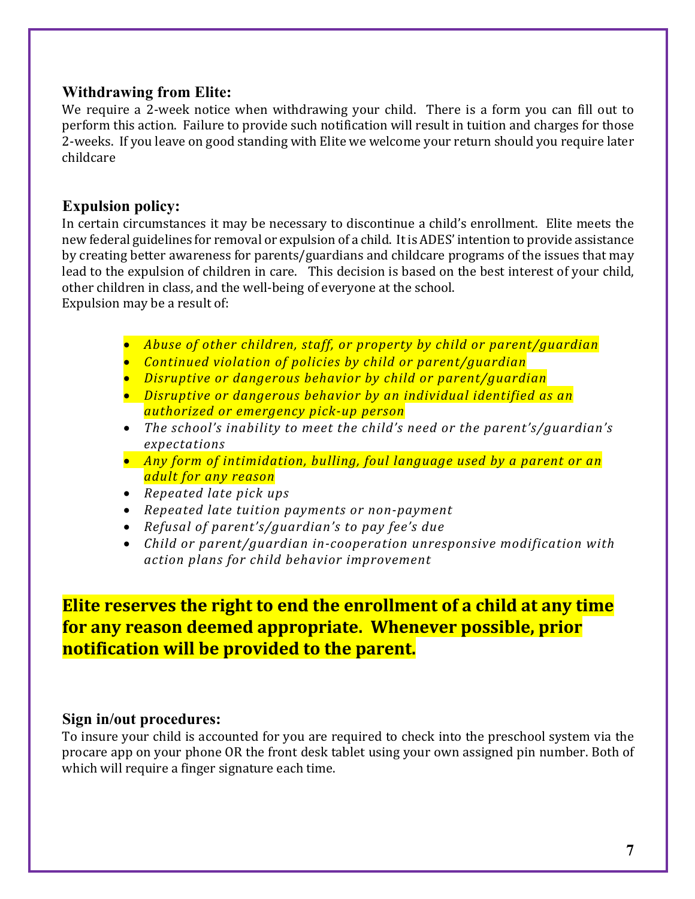### Withdrawing from Elite:

We require a 2-week notice when withdrawing your child. There is a form you can fill out to perform this action. Failure to provide such notification will result in tuition and charges for those 2-weeks. If you leave on good standing with Elite we welcome your return should you require later childcare

### Expulsion policy:

In certain circumstances it may be necessary to discontinue a child's enrollment. Elite meets the new federal guidelines for removal or expulsion of a child. It is ADES' intention to provide assistance by creating better awareness for parents/guardians and childcare programs of the issues that may lead to the expulsion of children in care. This decision is based on the best interest of your child, other children in class, and the well-being of everyone at the school.
Expulsion may be a result of:

- *Abuse of other children, staff, or property by child or parent/guardian*
- *Continued violation of policies by child or parent/guardian*
- *Disruptive or dangerous behavior by child or parent/guardian*
- *Disruptive or dangerous behavior by an individual identified as an authorized or emergency pick-up person*
- *The school's inability to meet the child's need or the parent's/guardian's expectations*
- *Any form of intimidation, bulling, foul language used by a parent or an adult for any reason*
- *Repeated late pick ups*
- *Repeated late tuition payments or non-payment*
- *Refusal of parent's/guardian's to pay fee's due*
- *Child or parent/guardian in-cooperation unresponsive modification with action plans for child behavior improvement*

**Elite reserves the right to end the enrollment of a child at any time for any reason deemed appropriate. Whenever possible, prior notification will be provided to the parent.**

### Sign in/out procedures:

To insure your child is accounted for you are required to check into the preschool system via the procare app on your phone OR the front desk tablet using your own assigned pin number. Both of which will require a finger signature each time.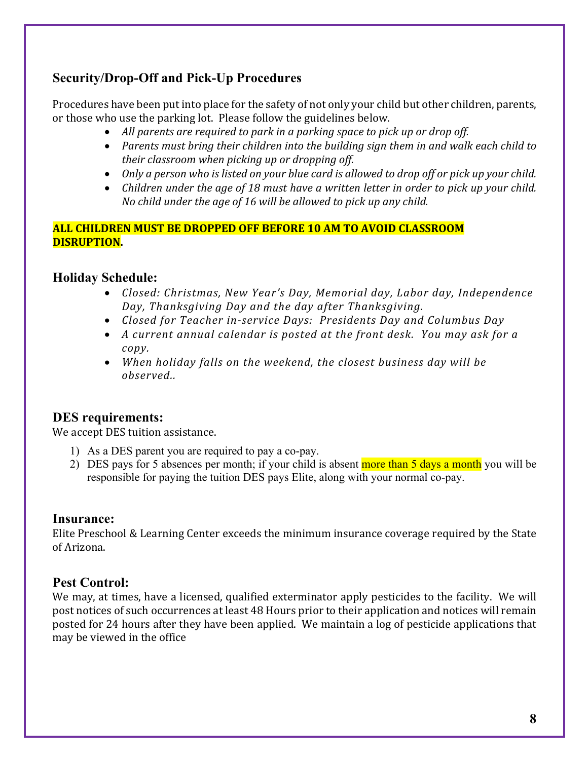## Security/Drop-Off and Pick-Up Procedures

Procedures have been put into place for the safety of not only your child but other children, parents, or those who use the parking lot. Please follow the guidelines below.

- *All parents are required to park in a parking space to pick up or drop off.*
- *Parents must bring their children into the building sign them in and walk each child to their classroom when picking up or dropping off.*
- *Only a person who is listed on your blue card is allowed to drop off or pick up your child.*
- *Children under the age of 18 must have a written letter in order to pick up your child. No child under the age of 16 will be allowed to pick up any child.*

**ALL CHILDREN MUST BE DROPPED OFF BEFORE 10 AM TO AVOID CLASSROOM DISRUPTION.**

## Holiday Schedule:

- *Closed: Christmas, New Year's Day, Memorial day, Labor day, Independence Day, Thanksgiving Day and the day after Thanksgiving.*
- *Closed for Teacher in-service Days: Presidents Day and Columbus Day*
- *A current annual calendar is posted at the front desk. You may ask for a copy.*
- *When holiday falls on the weekend, the closest business day will be observed..*

## DES requirements:

We accept DES tuition assistance.

1) As a DES parent you are required to pay a co-pay.
2) DES pays for 5 absences per month; if your child is absent more than 5 days a month you will be responsible for paying the tuition DES pays Elite, along with your normal co-pay.

## Insurance:

Elite Preschool & Learning Center exceeds the minimum insurance coverage required by the State of Arizona.

## Pest Control:

We may, at times, have a licensed, qualified exterminator apply pesticides to the facility. We will post notices of such occurrences at least 48 Hours prior to their application and notices will remain posted for 24 hours after they have been applied. We maintain a log of pesticide applications that may be viewed in the office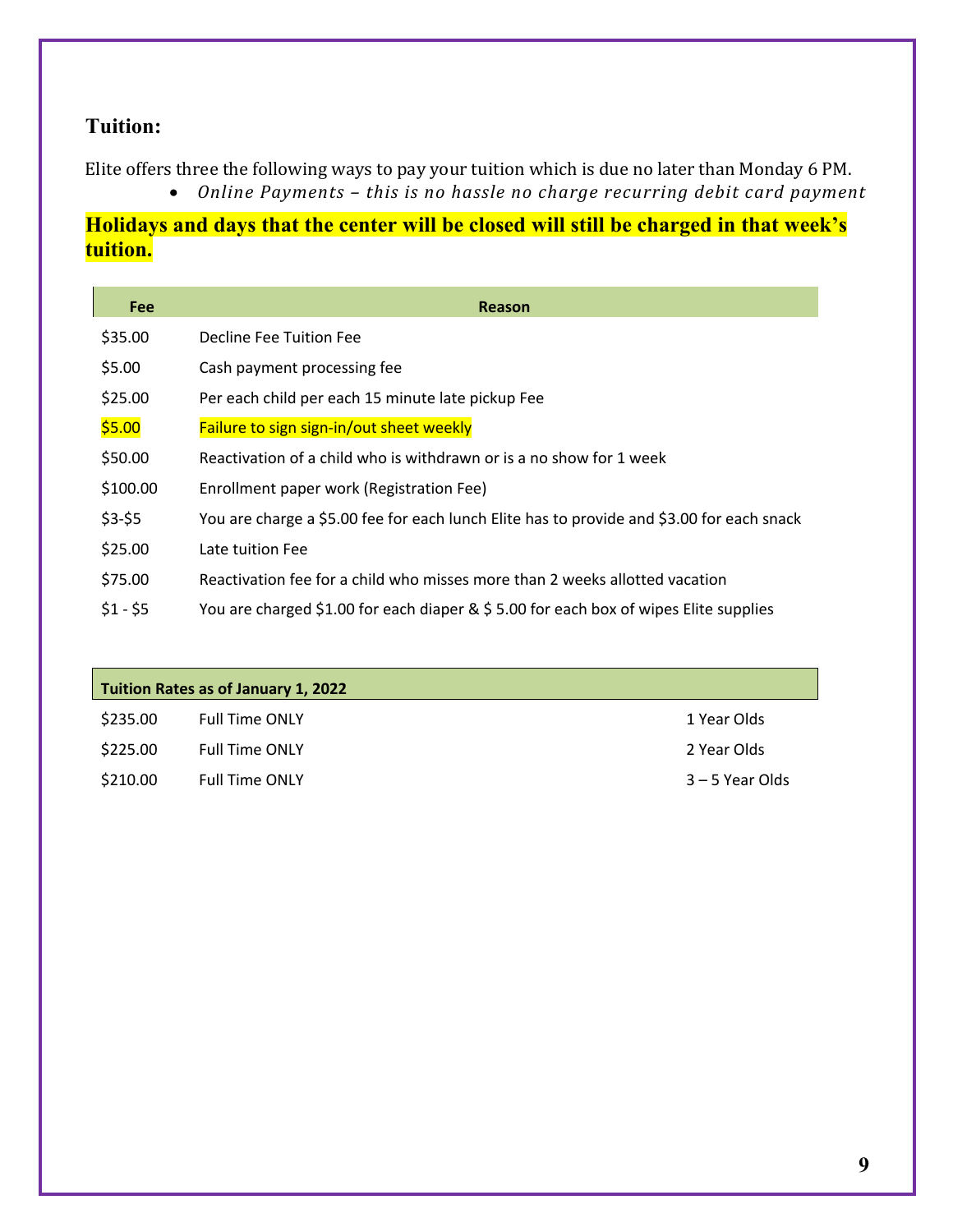## Tuition:

Elite offers three the following ways to pay your tuition which is due no later than Monday 6 PM.

- *Online Payments – this is no hassle no charge recurring debit card payment*

**Holidays and days that the center will be closed will still be charged in that week's tuition.**

| Fee | Reason |
|---|---|
| $35.00 | Decline Fee Tuition Fee |
| $5.00 | Cash payment processing fee |
| $25.00 | Per each child per each 15 minute late pickup Fee |
| $5.00 | Failure to sign sign-in/out sheet weekly |
| $50.00 | Reactivation of a child who is withdrawn or is a no show for 1 week |
| $100.00 | Enrollment paper work (Registration Fee) |
| $3-$5 | You are charge a $5.00 fee for each lunch Elite has to provide and $3.00 for each snack |
| $25.00 | Late tuition Fee |
| $75.00 | Reactivation fee for a child who misses more than 2 weeks allotted vacation |
| $1 - $5 | You are charged $1.00 for each diaper & $ 5.00 for each box of wipes Elite supplies |

| Tuition Rates as of January 1, 2022 | | |
|---|---|---|
| $235.00 | Full Time ONLY | 1 Year Olds |
| $225.00 | Full Time ONLY | 2 Year Olds |
| $210.00 | Full Time ONLY | 3 – 5 Year Olds |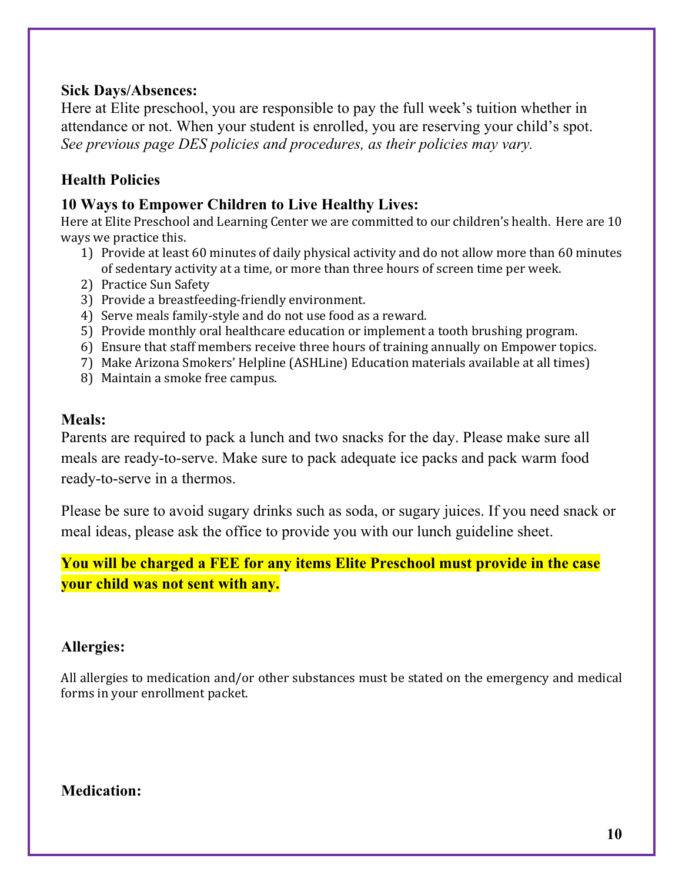## Sick Days/Absences:

Here at Elite preschool, you are responsible to pay the full week's tuition whether in attendance or not. When your student is enrolled, you are reserving your child's spot. *See previous page DES policies and procedures, as their policies may vary.*

## Health Policies

### 10 Ways to Empower Children to Live Healthy Lives:

Here at Elite Preschool and Learning Center we are committed to our children's health. Here are 10 ways we practice this.

1) Provide at least 60 minutes of daily physical activity and do not allow more than 60 minutes of sedentary activity at a time, or more than three hours of screen time per week.
2) Practice Sun Safety
3) Provide a breastfeeding-friendly environment.
4) Serve meals family-style and do not use food as a reward.
5) Provide monthly oral healthcare education or implement a tooth brushing program.
6) Ensure that staff members receive three hours of training annually on Empower topics.
7) Make Arizona Smokers' Helpline (ASHLine) Education materials available at all times)
8) Maintain a smoke free campus.

## Meals:

Parents are required to pack a lunch and two snacks for the day. Please make sure all meals are ready-to-serve. Make sure to pack adequate ice packs and pack warm food ready-to-serve in a thermos.

Please be sure to avoid sugary drinks such as soda, or sugary juices. If you need snack or meal ideas, please ask the office to provide you with our lunch guideline sheet.

**You will be charged a FEE for any items Elite Preschool must provide in the case your child was not sent with any.**

## Allergies:

All allergies to medication and/or other substances must be stated on the emergency and medical forms in your enrollment packet.

## Medication: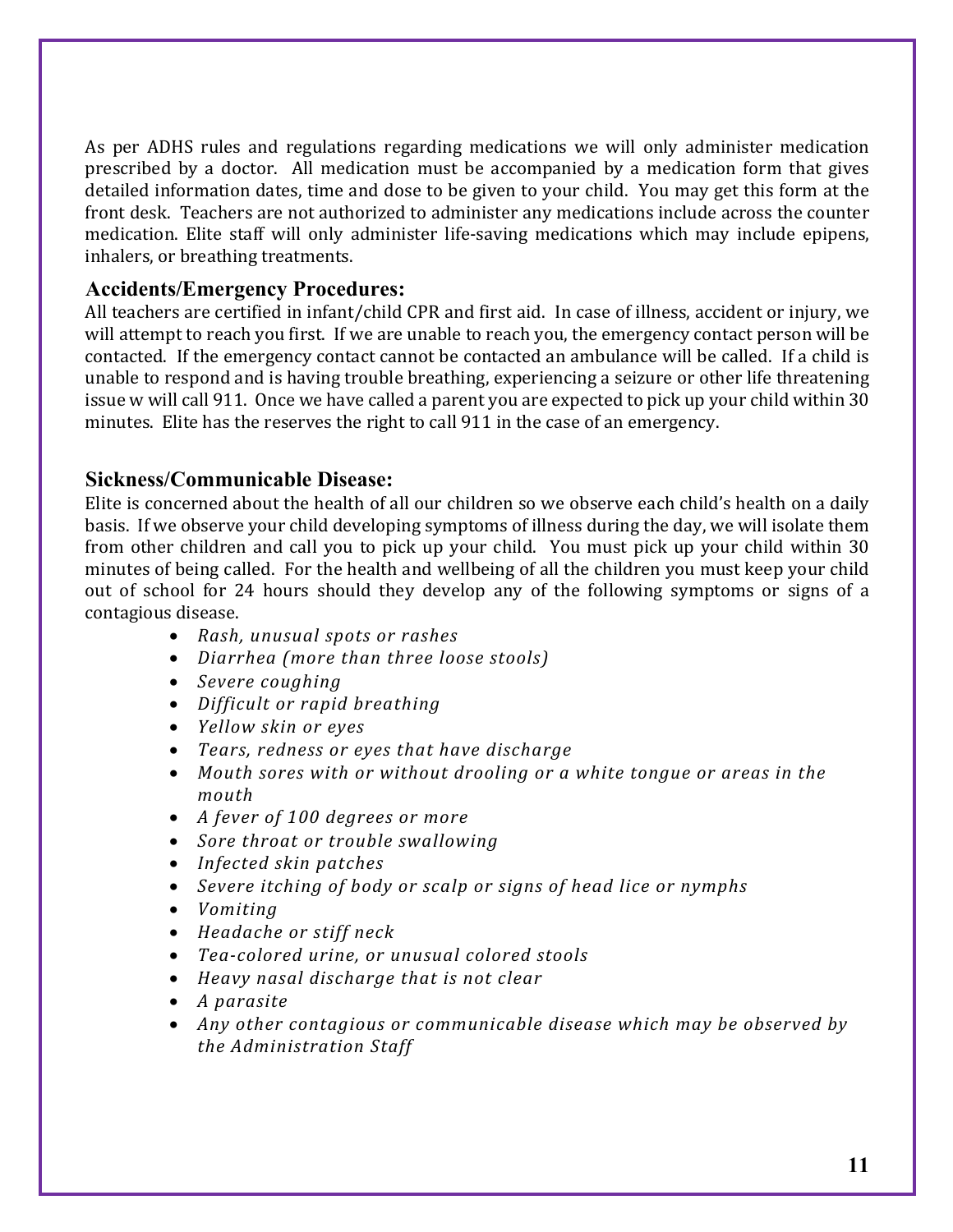As per ADHS rules and regulations regarding medications we will only administer medication prescribed by a doctor. All medication must be accompanied by a medication form that gives detailed information dates, time and dose to be given to your child. You may get this form at the front desk. Teachers are not authorized to administer any medications include across the counter medication. Elite staff will only administer life-saving medications which may include epipens, inhalers, or breathing treatments.

## Accidents/Emergency Procedures:

All teachers are certified in infant/child CPR and first aid. In case of illness, accident or injury, we will attempt to reach you first. If we are unable to reach you, the emergency contact person will be contacted. If the emergency contact cannot be contacted an ambulance will be called. If a child is unable to respond and is having trouble breathing, experiencing a seizure or other life threatening issue w will call 911. Once we have called a parent you are expected to pick up your child within 30 minutes. Elite has the reserves the right to call 911 in the case of an emergency.

## Sickness/Communicable Disease:

Elite is concerned about the health of all our children so we observe each child's health on a daily basis. If we observe your child developing symptoms of illness during the day, we will isolate them from other children and call you to pick up your child. You must pick up your child within 30 minutes of being called. For the health and wellbeing of all the children you must keep your child out of school for 24 hours should they develop any of the following symptoms or signs of a contagious disease.

- *Rash, unusual spots or rashes*
- *Diarrhea (more than three loose stools)*
- *Severe coughing*
- *Difficult or rapid breathing*
- *Yellow skin or eyes*
- *Tears, redness or eyes that have discharge*
- *Mouth sores with or without drooling or a white tongue or areas in the mouth*
- *A fever of 100 degrees or more*
- *Sore throat or trouble swallowing*
- *Infected skin patches*
- *Severe itching of body or scalp or signs of head lice or nymphs*
- *Vomiting*
- *Headache or stiff neck*
- *Tea-colored urine, or unusual colored stools*
- *Heavy nasal discharge that is not clear*
- *A parasite*
- *Any other contagious or communicable disease which may be observed by the Administration Staff*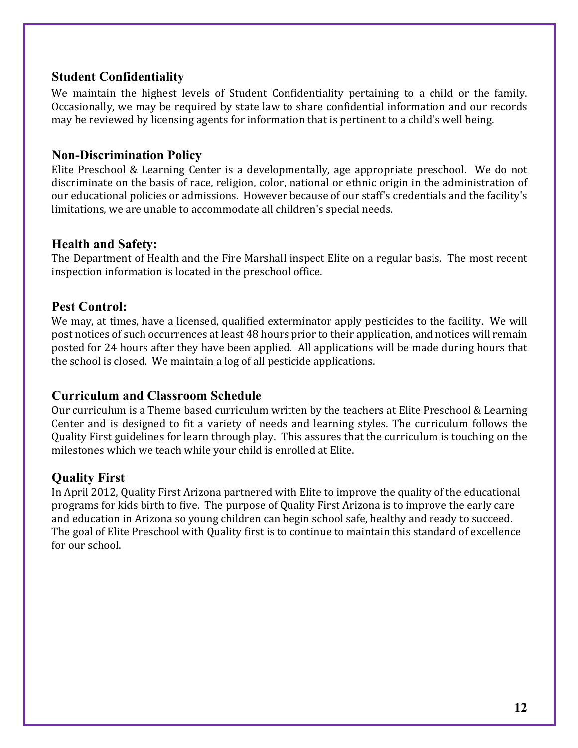## Student Confidentiality

We maintain the highest levels of Student Confidentiality pertaining to a child or the family. Occasionally, we may be required by state law to share confidential information and our records may be reviewed by licensing agents for information that is pertinent to a child's well being.

## Non-Discrimination Policy

Elite Preschool & Learning Center is a developmentally, age appropriate preschool. We do not discriminate on the basis of race, religion, color, national or ethnic origin in the administration of our educational policies or admissions. However because of our staff's credentials and the facility's limitations, we are unable to accommodate all children's special needs.

## Health and Safety:

The Department of Health and the Fire Marshall inspect Elite on a regular basis. The most recent inspection information is located in the preschool office.

## Pest Control:

We may, at times, have a licensed, qualified exterminator apply pesticides to the facility. We will post notices of such occurrences at least 48 hours prior to their application, and notices will remain posted for 24 hours after they have been applied. All applications will be made during hours that the school is closed. We maintain a log of all pesticide applications.

## Curriculum and Classroom Schedule

Our curriculum is a Theme based curriculum written by the teachers at Elite Preschool & Learning Center and is designed to fit a variety of needs and learning styles. The curriculum follows the Quality First guidelines for learn through play. This assures that the curriculum is touching on the milestones which we teach while your child is enrolled at Elite.

## Quality First

In April 2012, Quality First Arizona partnered with Elite to improve the quality of the educational programs for kids birth to five. The purpose of Quality First Arizona is to improve the early care and education in Arizona so young children can begin school safe, healthy and ready to succeed. The goal of Elite Preschool with Quality first is to continue to maintain this standard of excellence for our school.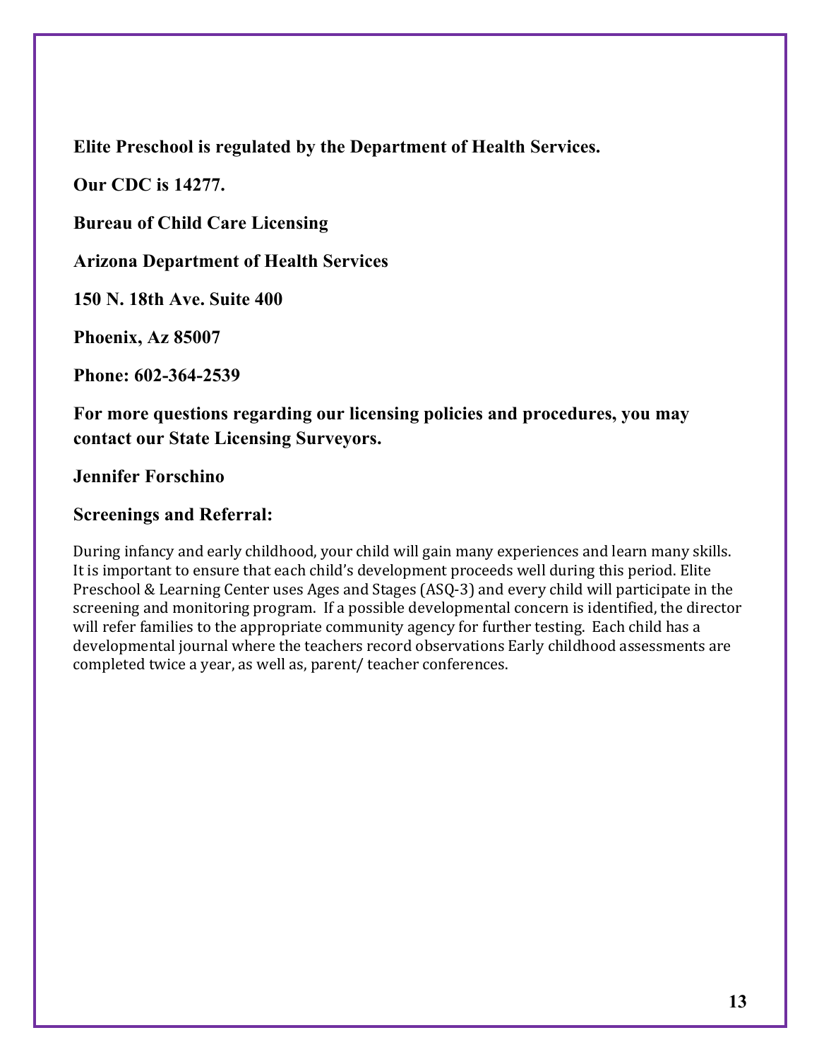**Elite Preschool is regulated by the Department of Health Services.**

**Our CDC is 14277.**

**Bureau of Child Care Licensing**

**Arizona Department of Health Services**

**150 N. 18th Ave. Suite 400**

**Phoenix, Az 85007**

**Phone: 602-364-2539**

**For more questions regarding our licensing policies and procedures, you may contact our State Licensing Surveyors.**

**Jennifer Forschino**

**Screenings and Referral:**

During infancy and early childhood, your child will gain many experiences and learn many skills. It is important to ensure that each child's development proceeds well during this period. Elite Preschool & Learning Center uses Ages and Stages (ASQ-3) and every child will participate in the screening and monitoring program. If a possible developmental concern is identified, the director will refer families to the appropriate community agency for further testing. Each child has a developmental journal where the teachers record observations Early childhood assessments are completed twice a year, as well as, parent/ teacher conferences.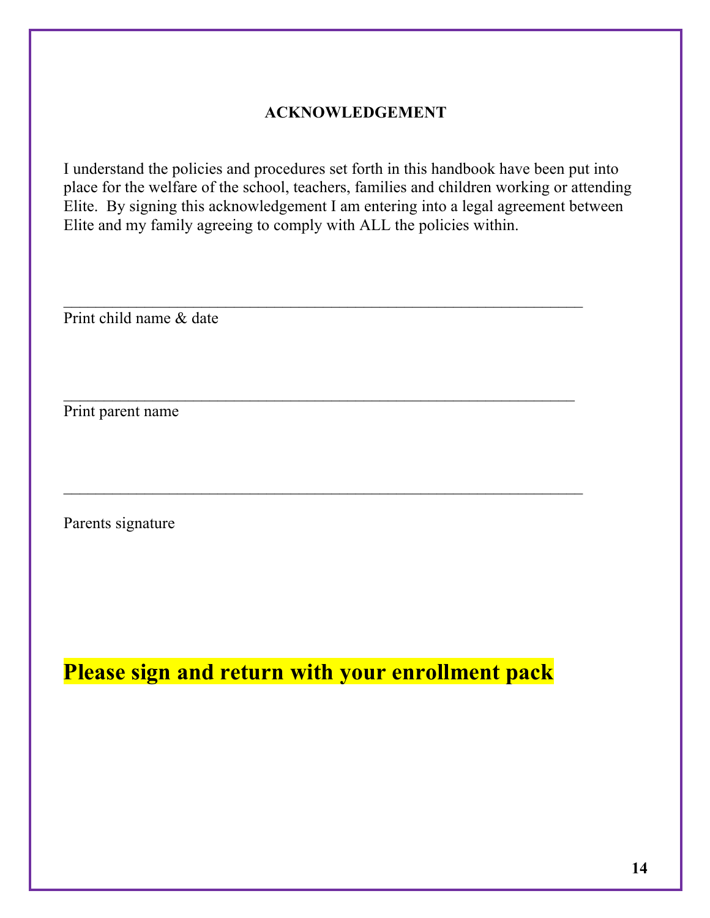## ACKNOWLEDGEMENT

I understand the policies and procedures set forth in this handbook have been put into place for the welfare of the school, teachers, families and children working or attending Elite. By signing this acknowledgement I am entering into a legal agreement between Elite and my family agreeing to comply with ALL the policies within.

_____________________________________________________________

Print child name & date

_____________________________________________________________

Print parent name

_____________________________________________________________

Parents signature

**Please sign and return with your enrollment pack**